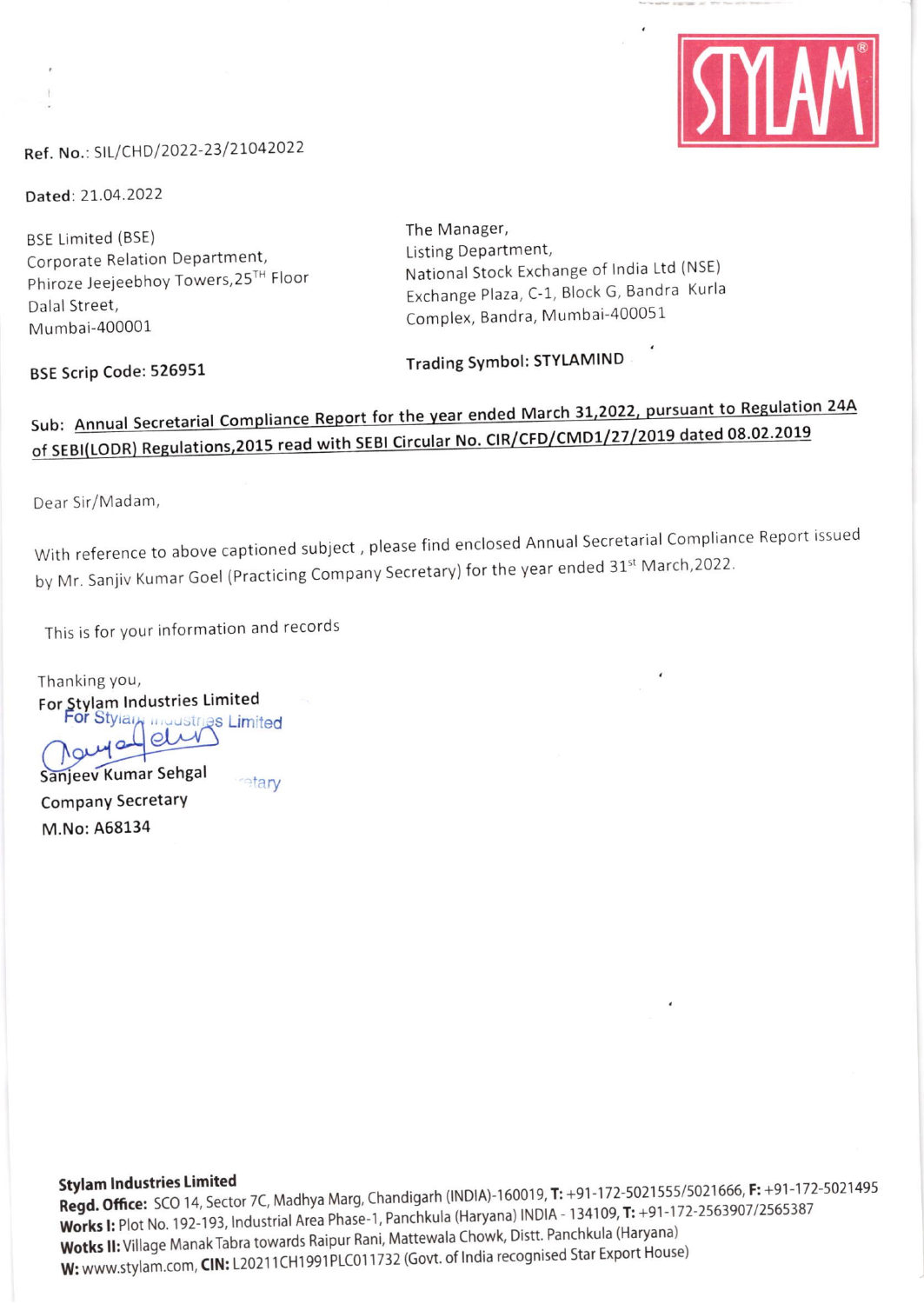Ref. No.: SIL/CHD/2022-23/21042022

Dated: 21.04.2022

BSE Limited (BSE)
Corporate Relation Department,
Phiroze Jeejeebhoy Towers,25[TH] Floor
Dalal Street,
Mumbai-400001

**BSE Scrip Code: 526951**

The Manager,
Listing Department,
National Stock Exchange of India Ltd (NSE)
Exchange Plaza, C-1, Block G, Bandra Kurla
Complex, Bandra, Mumbai-400051

**Trading Symbol: STYLAMIND**

**Sub: Annual Secretarial Compliance Report for the year ended March 31,2022, pursuant to Regulation 24A of SEBI(LODR) Regulations,2015 read with SEBI Circular No. CIR/CFD/CMD1/27/2019 dated 08.02.2019**

Dear Sir/Madam,

With reference to above captioned subject , please find enclosed Annual Secretarial Compliance Report issued by Mr. Sanjiv Kumar Goel (Practicing Company Secretary) for the year ended 31[st] March,2022.

This is for your information and records

Thanking you,
**For Stylam Industries Limited**

**Sanjeev Kumar Sehgal**
**Company Secretary**
**M.No: A68134**

**Stylam Industries Limited**
**Regd. Office:** SCO 14, Sector 7C, Madhya Marg, Chandigarh (INDIA)-160019, **T:** +91-172-5021555/5021666, **F:** +91-172-5021495
**Works I:** Plot No. 192-193, Industrial Area Phase-1, Panchkula (Haryana) INDIA - 134109, **T:** +91-172-2563907/2565387
**Wotks II:** Village Manak Tabra towards Raipur Rani, Mattewala Chowk, Distt. Panchkula (Haryana)
**W:** www.stylam.com, **CIN:** L20211CH1991PLC011732 (Govt. of India recognised Star Export House)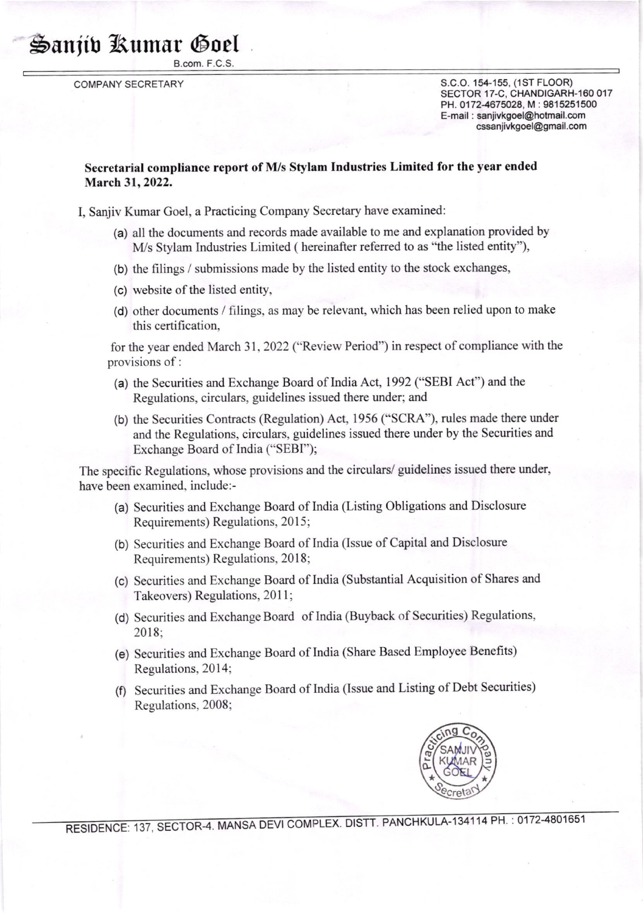# Sanjiv Kumar Goel

B.com. F.C.S.

COMPANY SECRETARY

S.C.O. 154-155, (1ST FLOOR)
SECTOR 17-C, CHANDIGARH-160 017
PH. 0172-4675028, M : 9815251500
E-mail : sanjivkgoel@hotmail.com
cssanjivkgoel@gmail.com

**Secretarial compliance report of M/s Stylam Industries Limited for the year ended March 31, 2022.**

I, Sanjiv Kumar Goel, a Practicing Company Secretary have examined:

(a) all the documents and records made available to me and explanation provided by M/s Stylam Industries Limited ( hereinafter referred to as "the listed entity"),

(b) the filings / submissions made by the listed entity to the stock exchanges,

(c) website of the listed entity,

(d) other documents / filings, as may be relevant, which has been relied upon to make this certification,

for the year ended March 31, 2022 ("Review Period") in respect of compliance with the provisions of :

(a) the Securities and Exchange Board of India Act, 1992 ("SEBI Act") and the Regulations, circulars, guidelines issued there under; and

(b) the Securities Contracts (Regulation) Act, 1956 ("SCRA"), rules made there under and the Regulations, circulars, guidelines issued there under by the Securities and Exchange Board of India ("SEBI");

The specific Regulations, whose provisions and the circulars/ guidelines issued there under, have been examined, include:-

(a) Securities and Exchange Board of India (Listing Obligations and Disclosure Requirements) Regulations, 2015;

(b) Securities and Exchange Board of India (Issue of Capital and Disclosure Requirements) Regulations, 2018;

(c) Securities and Exchange Board of India (Substantial Acquisition of Shares and Takeovers) Regulations, 2011;

(d) Securities and Exchange Board of India (Buyback of Securities) Regulations, 2018;

(e) Securities and Exchange Board of India (Share Based Employee Benefits) Regulations, 2014;

(f) Securities and Exchange Board of India (Issue and Listing of Debt Securities) Regulations, 2008;

RESIDENCE: 137, SECTOR-4. MANSA DEVI COMPLEX. DISTT. PANCHKULA-134114 PH. : 0172-4801651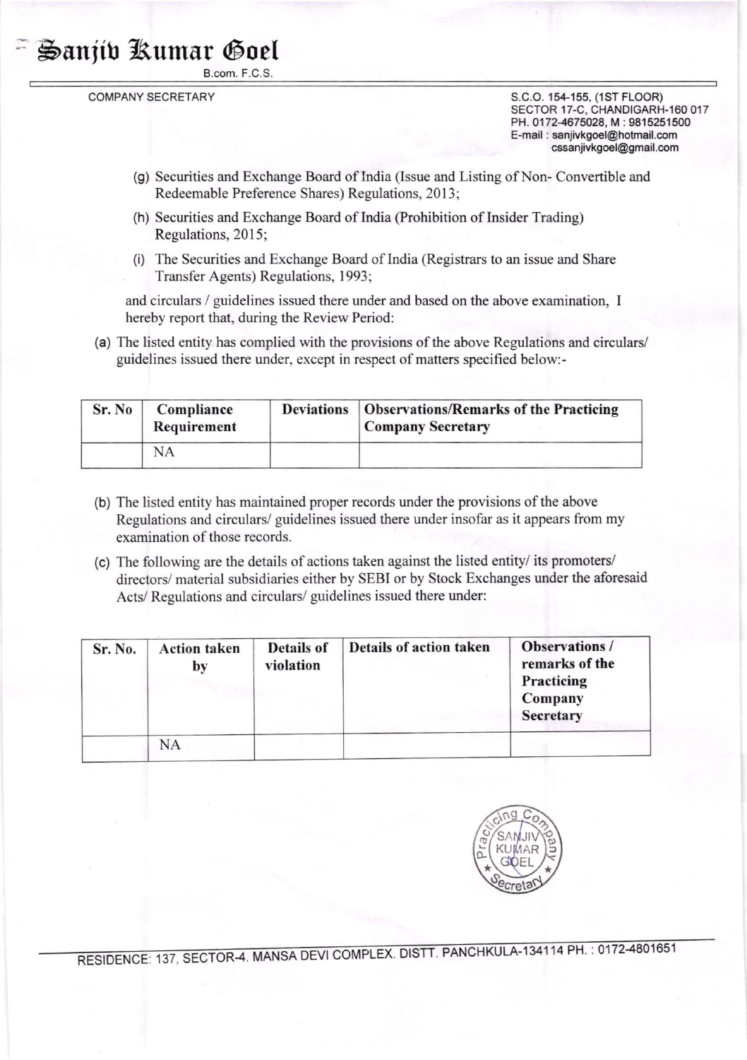# Sanjiv Kumar Goel

B.com. F.C.S.

COMPANY SECRETARY

S.C.O. 154-155, (1ST FLOOR)
SECTOR 17-C, CHANDIGARH-160 017
PH. 0172-4675028, M : 9815251500
E-mail : sanjivkgoel@hotmail.com
cssanjivkgoel@gmail.com

(g) Securities and Exchange Board of India (Issue and Listing of Non- Convertible and Redeemable Preference Shares) Regulations, 2013;

(h) Securities and Exchange Board of India (Prohibition of Insider Trading) Regulations, 2015;

(i) The Securities and Exchange Board of India (Registrars to an issue and Share Transfer Agents) Regulations, 1993;

and circulars / guidelines issued there under and based on the above examination, I hereby report that, during the Review Period:

(a) The listed entity has complied with the provisions of the above Regulations and circulars/ guidelines issued there under, except in respect of matters specified below:-

| Sr. No | Compliance Requirement | Deviations | Observations/Remarks of the Practicing Company Secretary |
|---|---|---|---|
| | NA | | |

(b) The listed entity has maintained proper records under the provisions of the above Regulations and circulars/ guidelines issued there under insofar as it appears from my examination of those records.

(c) The following are the details of actions taken against the listed entity/ its promoters/ directors/ material subsidiaries either by SEBI or by Stock Exchanges under the aforesaid Acts/ Regulations and circulars/ guidelines issued there under:

| Sr. No. | Action taken by | Details of violation | Details of action taken | Observations / remarks of the Practicing Company Secretary |
|---|---|---|---|---|
| | NA | | | |

Practicing Company Secretary
SANJIV KUMAR GOEL

RESIDENCE: 137, SECTOR-4. MANSA DEVI COMPLEX. DISTT. PANCHKULA-134114 PH. : 0172-4801651